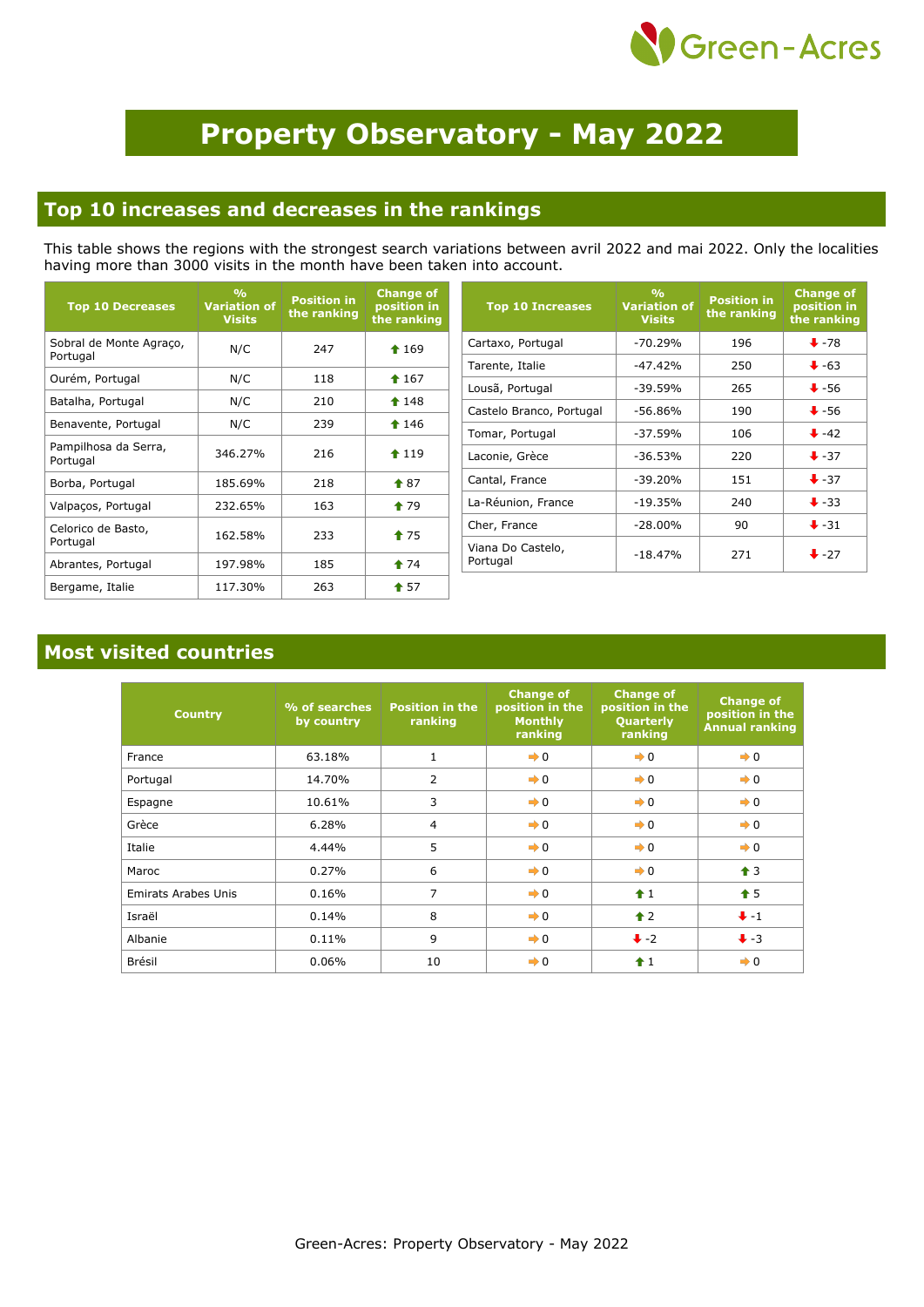# Property Observatory - May 2022

## Top 10 increases and decreases in the rankings

This table shows the regions with the strongest search variations between avril 2022 and mai 2022. Only the localities having more than 3000 visits in the month have been taken into account.

| Top 10 Decreases | % Variation of Visits | Position in the ranking | Change of position in the ranking |
|---|---|---|---|
| Sobral de Monte Agraço, Portugal | N/C | 247 | ⬆ 169 |
| Ourém, Portugal | N/C | 118 | ⬆ 167 |
| Batalha, Portugal | N/C | 210 | ⬆ 148 |
| Benavente, Portugal | N/C | 239 | ⬆ 146 |
| Pampilhosa da Serra, Portugal | 346.27% | 216 | ⬆ 119 |
| Borba, Portugal | 185.69% | 218 | ⬆ 87 |
| Valpaços, Portugal | 232.65% | 163 | ⬆ 79 |
| Celorico de Basto, Portugal | 162.58% | 233 | ⬆ 75 |
| Abrantes, Portugal | 197.98% | 185 | ⬆ 74 |
| Bergame, Italie | 117.30% | 263 | ⬆ 57 |

| Top 10 Increases | % Variation of Visits | Position in the ranking | Change of position in the ranking |
|---|---|---|---|
| Cartaxo, Portugal | -70.29% | 196 | ⬇ -78 |
| Tarente, Italie | -47.42% | 250 | ⬇ -63 |
| Lousã, Portugal | -39.59% | 265 | ⬇ -56 |
| Castelo Branco, Portugal | -56.86% | 190 | ⬇ -56 |
| Tomar, Portugal | -37.59% | 106 | ⬇ -42 |
| Laconie, Grèce | -36.53% | 220 | ⬇ -37 |
| Cantal, France | -39.20% | 151 | ⬇ -37 |
| La-Réunion, France | -19.35% | 240 | ⬇ -33 |
| Cher, France | -28.00% | 90 | ⬇ -31 |
| Viana Do Castelo, Portugal | -18.47% | 271 | ⬇ -27 |

## Most visited countries

| Country | % of searches by country | Position in the ranking | Change of position in the Monthly ranking | Change of position in the Quarterly ranking | Change of position in the Annual ranking |
|---|---|---|---|---|---|
| France | 63.18% | 1 | ➡ 0 | ➡ 0 | ➡ 0 |
| Portugal | 14.70% | 2 | ➡ 0 | ➡ 0 | ➡ 0 |
| Espagne | 10.61% | 3 | ➡ 0 | ➡ 0 | ➡ 0 |
| Grèce | 6.28% | 4 | ➡ 0 | ➡ 0 | ➡ 0 |
| Italie | 4.44% | 5 | ➡ 0 | ➡ 0 | ➡ 0 |
| Maroc | 0.27% | 6 | ➡ 0 | ➡ 0 | ⬆ 3 |
| Emirats Arabes Unis | 0.16% | 7 | ➡ 0 | ⬆ 1 | ⬆ 5 |
| Israël | 0.14% | 8 | ➡ 0 | ⬆ 2 | ⬇ -1 |
| Albanie | 0.11% | 9 | ➡ 0 | ⬇ -2 | ⬇ -3 |
| Brésil | 0.06% | 10 | ➡ 0 | ⬆ 1 | ➡ 0 |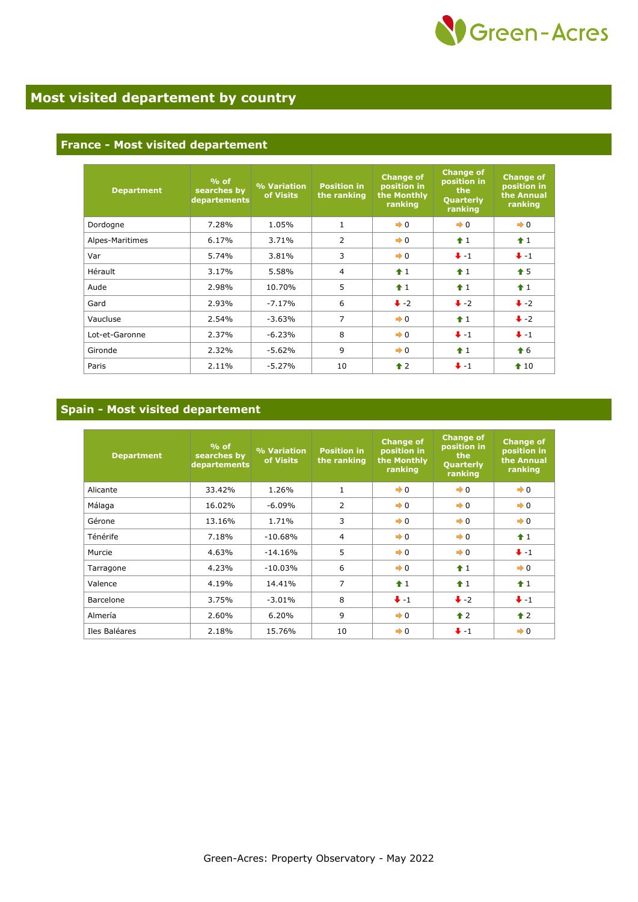# Most visited departement by country

## France - Most visited departement

| Department | % of searches by departements | % Variation of Visits | Position in the ranking | Change of position in the Monthly ranking | Change of position in the Quarterly ranking | Change of position in the Annual ranking |
|---|---|---|---|---|---|---|
| Dordogne | 7.28% | 1.05% | 1 | 0 | 0 | 0 |
| Alpes-Maritimes | 6.17% | 3.71% | 2 | 0 | 1 | 1 |
| Var | 5.74% | 3.81% | 3 | 0 | -1 | -1 |
| Hérault | 3.17% | 5.58% | 4 | 1 | 1 | 5 |
| Aude | 2.98% | 10.70% | 5 | 1 | 1 | 1 |
| Gard | 2.93% | -7.17% | 6 | -2 | -2 | -2 |
| Vaucluse | 2.54% | -3.63% | 7 | 0 | 1 | -2 |
| Lot-et-Garonne | 2.37% | -6.23% | 8 | 0 | -1 | -1 |
| Gironde | 2.32% | -5.62% | 9 | 0 | 1 | 6 |
| Paris | 2.11% | -5.27% | 10 | 2 | -1 | 10 |

## Spain - Most visited departement

| Department | % of searches by departements | % Variation of Visits | Position in the ranking | Change of position in the Monthly ranking | Change of position in the Quarterly ranking | Change of position in the Annual ranking |
|---|---|---|---|---|---|---|
| Alicante | 33.42% | 1.26% | 1 | 0 | 0 | 0 |
| Málaga | 16.02% | -6.09% | 2 | 0 | 0 | 0 |
| Gérone | 13.16% | 1.71% | 3 | 0 | 0 | 0 |
| Ténérife | 7.18% | -10.68% | 4 | 0 | 0 | 1 |
| Murcie | 4.63% | -14.16% | 5 | 0 | 0 | -1 |
| Tarragone | 4.23% | -10.03% | 6 | 0 | 1 | 0 |
| Valence | 4.19% | 14.41% | 7 | 1 | 1 | 1 |
| Barcelone | 3.75% | -3.01% | 8 | -1 | -2 | -1 |
| Almería | 2.60% | 6.20% | 9 | 0 | 2 | 2 |
| Iles Baléares | 2.18% | 15.76% | 10 | 0 | -1 | 0 |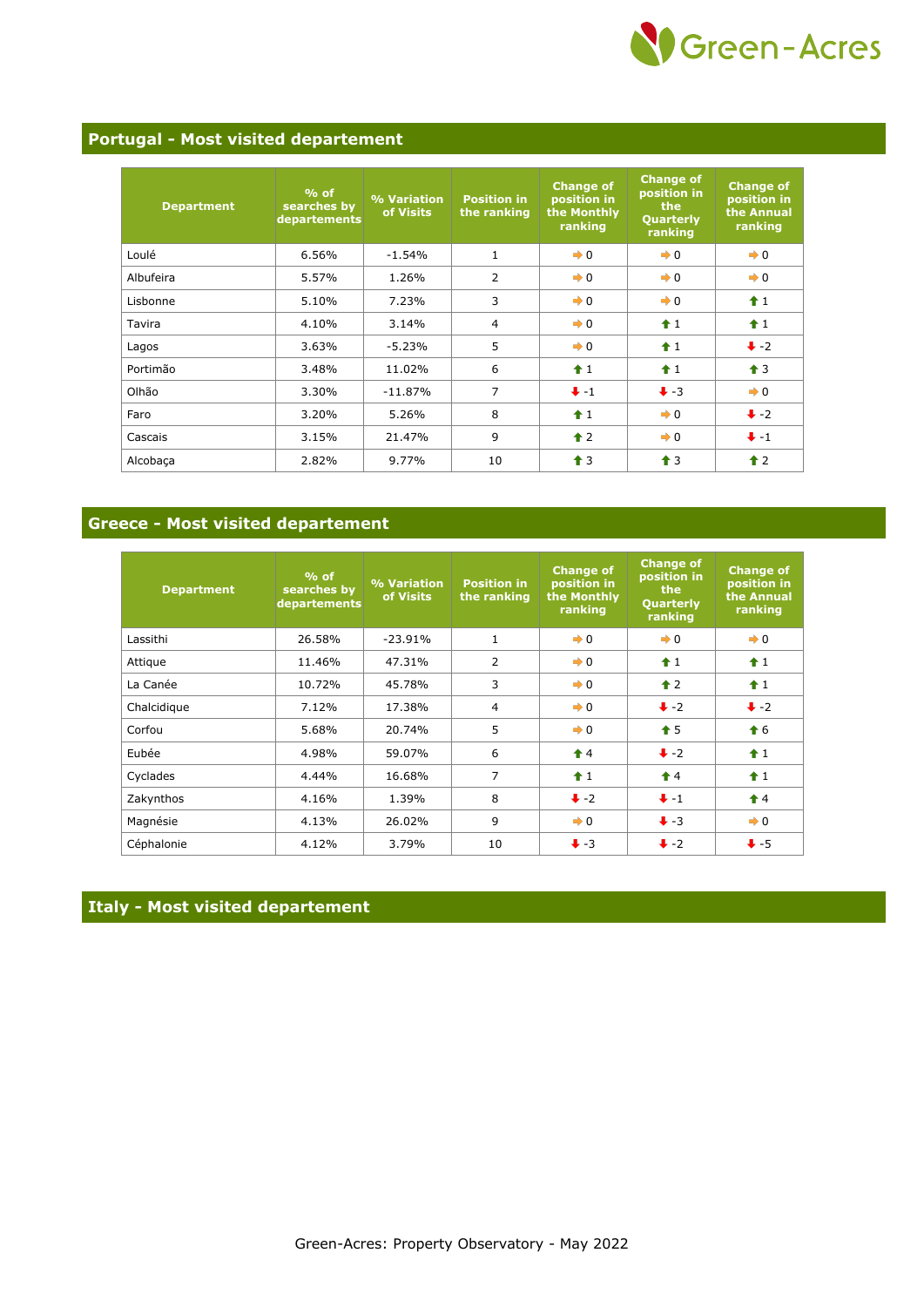## Portugal - Most visited departement

| Department | % of searches by departements | % Variation of Visits | Position in the ranking | Change of position in the Monthly ranking | Change of position in the Quarterly ranking | Change of position in the Annual ranking |
|---|---|---|---|---|---|---|
| Loulé | 6.56% | -1.54% | 1 | 0 | 0 | 0 |
| Albufeira | 5.57% | 1.26% | 2 | 0 | 0 | 0 |
| Lisbonne | 5.10% | 7.23% | 3 | 0 | 0 | 1 |
| Tavira | 4.10% | 3.14% | 4 | 0 | 1 | 1 |
| Lagos | 3.63% | -5.23% | 5 | 0 | 1 | -2 |
| Portimão | 3.48% | 11.02% | 6 | 1 | 1 | 3 |
| Olhão | 3.30% | -11.87% | 7 | -1 | -3 | 0 |
| Faro | 3.20% | 5.26% | 8 | 1 | 0 | -2 |
| Cascais | 3.15% | 21.47% | 9 | 2 | 0 | -1 |
| Alcobaça | 2.82% | 9.77% | 10 | 3 | 3 | 2 |

## Greece - Most visited departement

| Department | % of searches by departements | % Variation of Visits | Position in the ranking | Change of position in the Monthly ranking | Change of position in the Quarterly ranking | Change of position in the Annual ranking |
|---|---|---|---|---|---|---|
| Lassithi | 26.58% | -23.91% | 1 | 0 | 0 | 0 |
| Attique | 11.46% | 47.31% | 2 | 0 | 1 | 1 |
| La Canée | 10.72% | 45.78% | 3 | 0 | 2 | 1 |
| Chalcidique | 7.12% | 17.38% | 4 | 0 | -2 | -2 |
| Corfou | 5.68% | 20.74% | 5 | 0 | 5 | 6 |
| Eubée | 4.98% | 59.07% | 6 | 4 | -2 | 1 |
| Cyclades | 4.44% | 16.68% | 7 | 1 | 4 | 1 |
| Zakynthos | 4.16% | 1.39% | 8 | -2 | -1 | 4 |
| Magnésie | 4.13% | 26.02% | 9 | 0 | -3 | 0 |
| Céphalonie | 4.12% | 3.79% | 10 | -3 | -2 | -5 |

## Italy - Most visited departement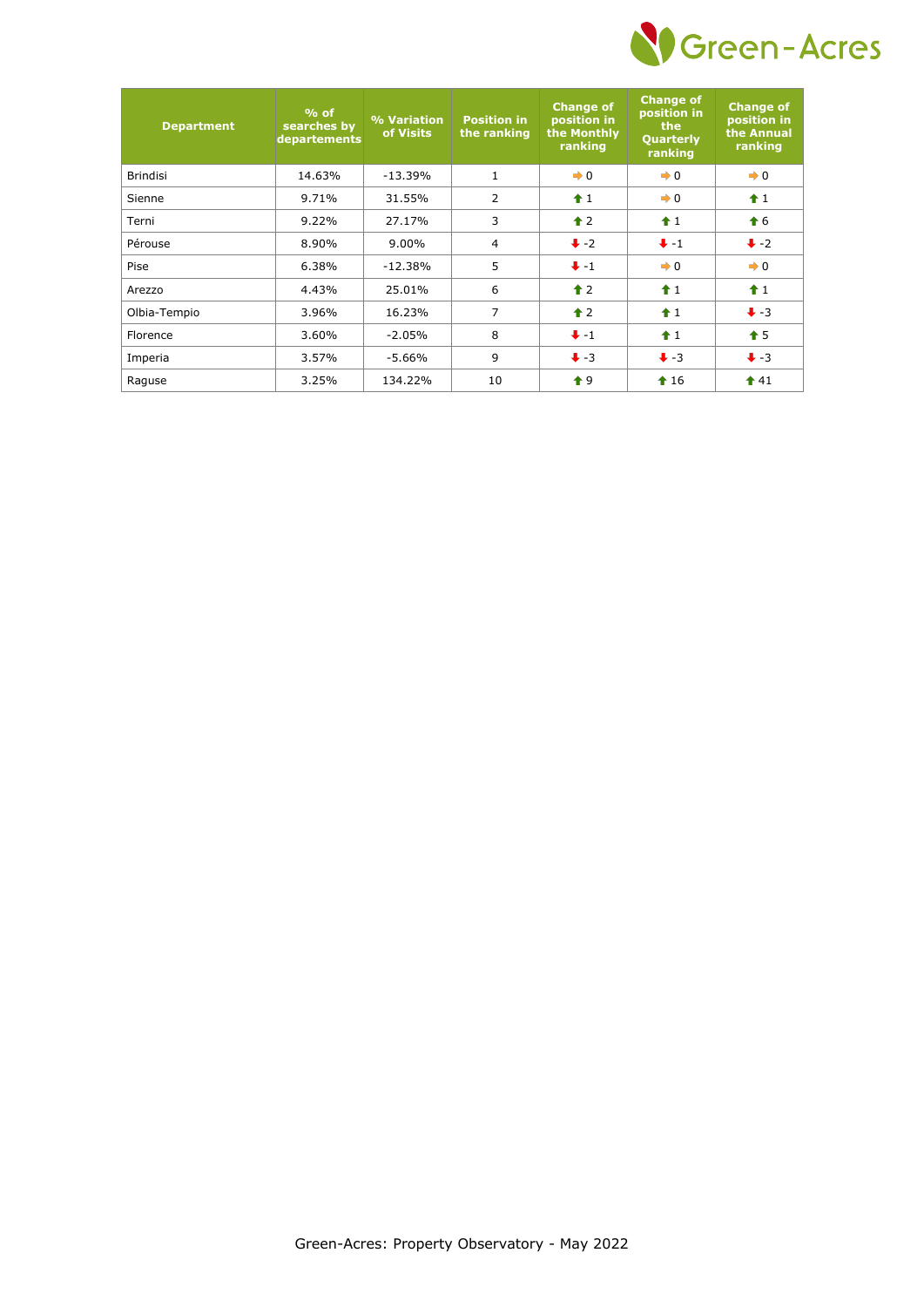| Department | % of searches by departements | % Variation of Visits | Position in the ranking | Change of position in the Monthly ranking | Change of position in the Quarterly ranking | Change of position in the Annual ranking |
|---|---|---|---|---|---|---|
| Brindisi | 14.63% | -13.39% | 1 | ➡ 0 | ➡ 0 | ➡ 0 |
| Sienne | 9.71% | 31.55% | 2 | ⬆ 1 | ➡ 0 | ⬆ 1 |
| Terni | 9.22% | 27.17% | 3 | ⬆ 2 | ⬆ 1 | ⬆ 6 |
| Pérouse | 8.90% | 9.00% | 4 | ⬇ -2 | ⬇ -1 | ⬇ -2 |
| Pise | 6.38% | -12.38% | 5 | ⬇ -1 | ➡ 0 | ➡ 0 |
| Arezzo | 4.43% | 25.01% | 6 | ⬆ 2 | ⬆ 1 | ⬆ 1 |
| Olbia-Tempio | 3.96% | 16.23% | 7 | ⬆ 2 | ⬆ 1 | ⬇ -3 |
| Florence | 3.60% | -2.05% | 8 | ⬇ -1 | ⬆ 1 | ⬆ 5 |
| Imperia | 3.57% | -5.66% | 9 | ⬇ -3 | ⬇ -3 | ⬇ -3 |
| Raguse | 3.25% | 134.22% | 10 | ⬆ 9 | ⬆ 16 | ⬆ 41 |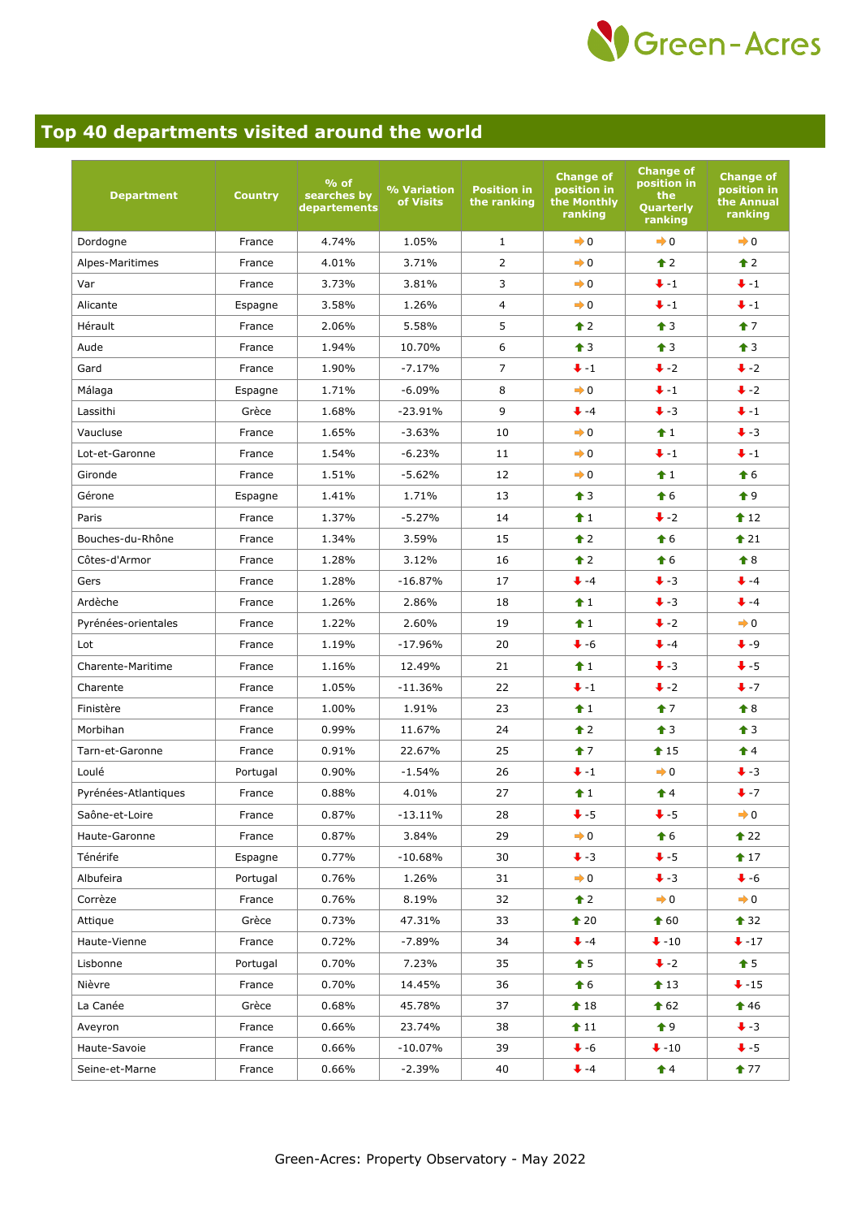## Top 40 departments visited around the world

| Department | Country | % of searches by departements | % Variation of Visits | Position in the ranking | Change of position in the Monthly ranking | Change of position in the Quarterly ranking | Change of position in the Annual ranking |
|---|---|---|---|---|---|---|---|
| Dordogne | France | 4.74% | 1.05% | 1 | 0 | 0 | 0 |
| Alpes-Maritimes | France | 4.01% | 3.71% | 2 | 0 | 2 | 2 |
| Var | France | 3.73% | 3.81% | 3 | 0 | -1 | -1 |
| Alicante | Espagne | 3.58% | 1.26% | 4 | 0 | -1 | -1 |
| Hérault | France | 2.06% | 5.58% | 5 | 2 | 3 | 7 |
| Aude | France | 1.94% | 10.70% | 6 | 3 | 3 | 3 |
| Gard | France | 1.90% | -7.17% | 7 | -1 | -2 | -2 |
| Málaga | Espagne | 1.71% | -6.09% | 8 | 0 | -1 | -2 |
| Lassithi | Grèce | 1.68% | -23.91% | 9 | -4 | -3 | -1 |
| Vaucluse | France | 1.65% | -3.63% | 10 | 0 | 1 | -3 |
| Lot-et-Garonne | France | 1.54% | -6.23% | 11 | 0 | -1 | -1 |
| Gironde | France | 1.51% | -5.62% | 12 | 0 | 1 | 6 |
| Gérone | Espagne | 1.41% | 1.71% | 13 | 3 | 6 | 9 |
| Paris | France | 1.37% | -5.27% | 14 | 1 | -2 | 12 |
| Bouches-du-Rhône | France | 1.34% | 3.59% | 15 | 2 | 6 | 21 |
| Côtes-d'Armor | France | 1.28% | 3.12% | 16 | 2 | 6 | 8 |
| Gers | France | 1.28% | -16.87% | 17 | -4 | -3 | -4 |
| Ardèche | France | 1.26% | 2.86% | 18 | 1 | -3 | -4 |
| Pyrénées-orientales | France | 1.22% | 2.60% | 19 | 1 | -2 | 0 |
| Lot | France | 1.19% | -17.96% | 20 | -6 | -4 | -9 |
| Charente-Maritime | France | 1.16% | 12.49% | 21 | 1 | -3 | -5 |
| Charente | France | 1.05% | -11.36% | 22 | -1 | -2 | -7 |
| Finistère | France | 1.00% | 1.91% | 23 | 1 | 7 | 8 |
| Morbihan | France | 0.99% | 11.67% | 24 | 2 | 3 | 3 |
| Tarn-et-Garonne | France | 0.91% | 22.67% | 25 | 7 | 15 | 4 |
| Loulé | Portugal | 0.90% | -1.54% | 26 | -1 | 0 | -3 |
| Pyrénées-Atlantiques | France | 0.88% | 4.01% | 27 | 1 | 4 | -7 |
| Saône-et-Loire | France | 0.87% | -13.11% | 28 | -5 | -5 | 0 |
| Haute-Garonne | France | 0.87% | 3.84% | 29 | 0 | 6 | 22 |
| Ténérife | Espagne | 0.77% | -10.68% | 30 | -3 | -5 | 17 |
| Albufeira | Portugal | 0.76% | 1.26% | 31 | 0 | -3 | -6 |
| Corrèze | France | 0.76% | 8.19% | 32 | 2 | 0 | 0 |
| Attique | Grèce | 0.73% | 47.31% | 33 | 20 | 60 | 32 |
| Haute-Vienne | France | 0.72% | -7.89% | 34 | -4 | -10 | -17 |
| Lisbonne | Portugal | 0.70% | 7.23% | 35 | 5 | -2 | 5 |
| Nièvre | France | 0.70% | 14.45% | 36 | 6 | 13 | -15 |
| La Canée | Grèce | 0.68% | 45.78% | 37 | 18 | 62 | 46 |
| Aveyron | France | 0.66% | 23.74% | 38 | 11 | 9 | -3 |
| Haute-Savoie | France | 0.66% | -10.07% | 39 | -6 | -10 | -5 |
| Seine-et-Marne | France | 0.66% | -2.39% | 40 | -4 | 4 | 77 |

Green-Acres: Property Observatory - May 2022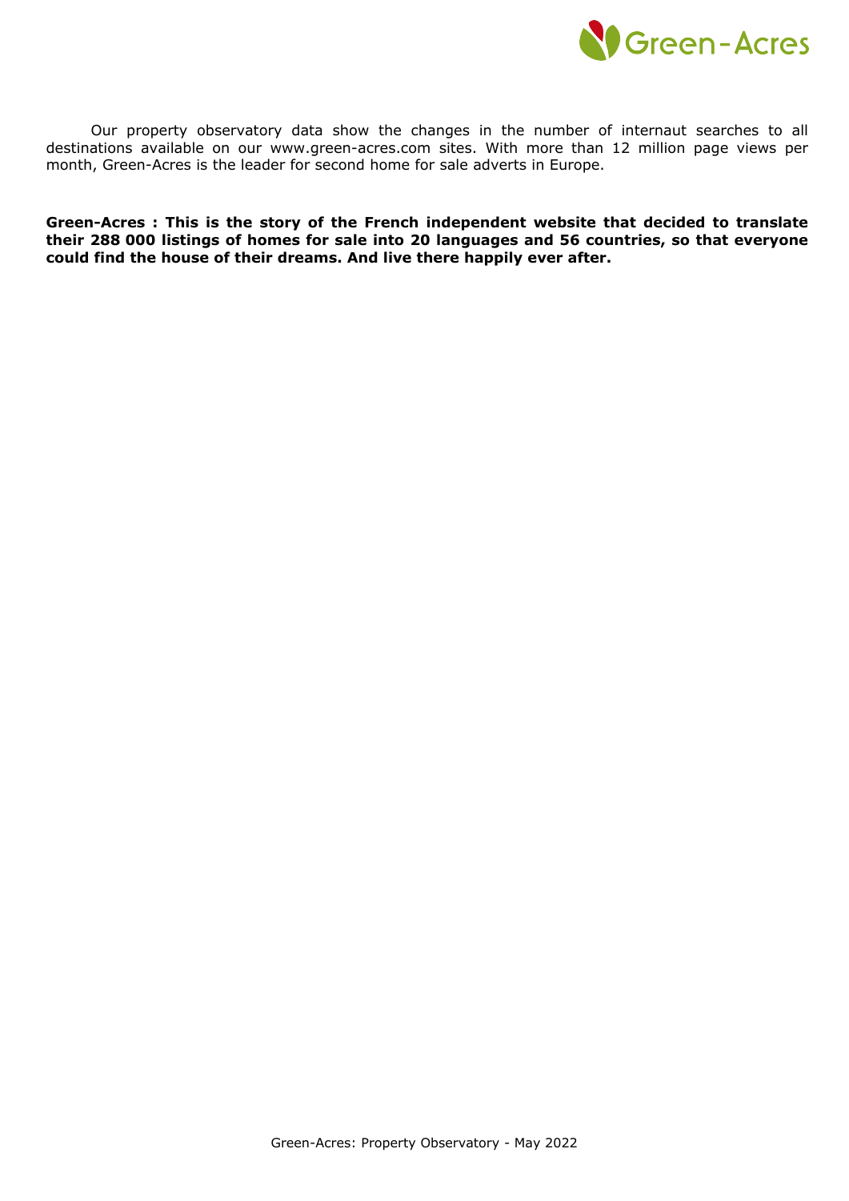Our property observatory data show the changes in the number of internaut searches to all destinations available on our www.green-acres.com sites. With more than 12 million page views per month, Green-Acres is the leader for second home for sale adverts in Europe.

**Green-Acres : This is the story of the French independent website that decided to translate their 288 000 listings of homes for sale into 20 languages and 56 countries, so that everyone could find the house of their dreams. And live there happily ever after.**